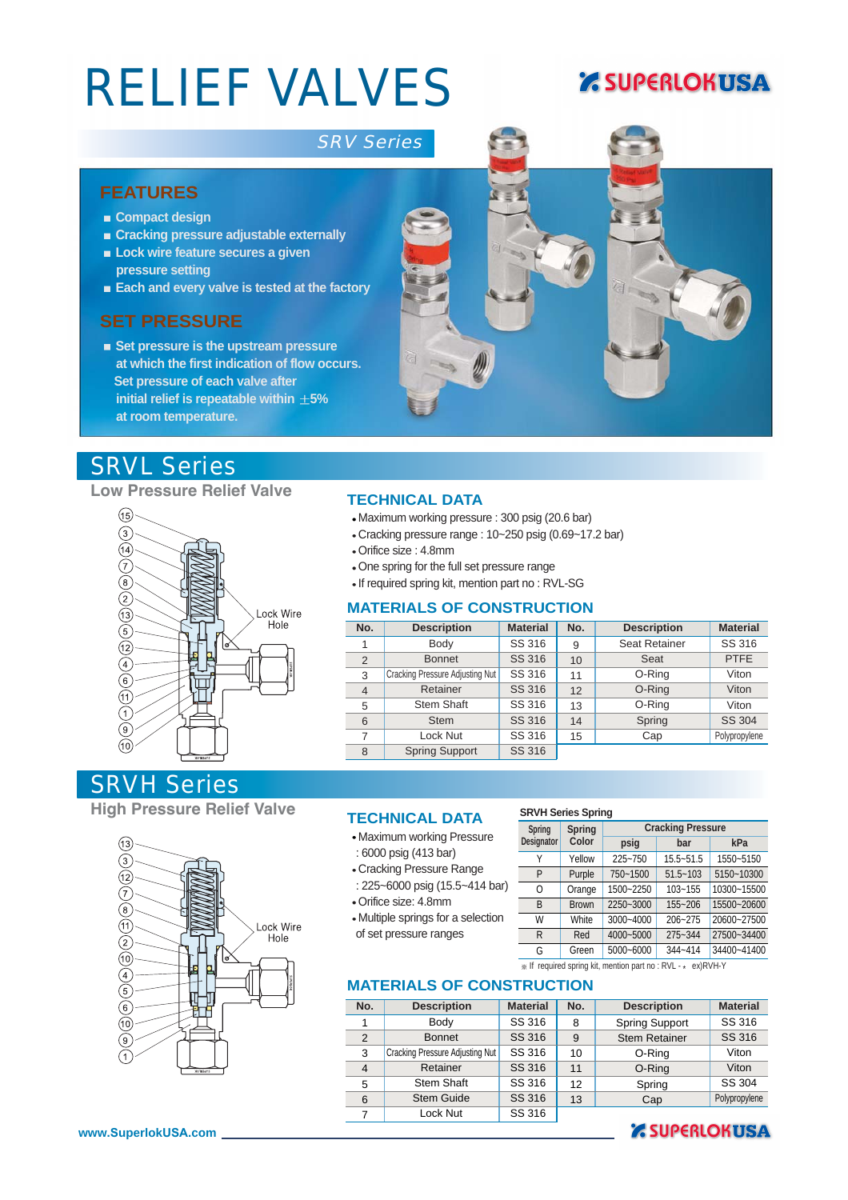# RELIEF VALVES

SUPERLOK USA

## SRV Series

### FEATURES

- Compact design
- Cracking pressure adjustable externally
- Lock wire feature secures a given pressure setting
- Each and every valve is tested at the factory

### SET PRESSURE

- Set pressure is the upstream pressure at which the first indication of flow occurs. Set pressure of each valve after initial relief is repeatable within ±5% at room temperature.

## SRVL Series

### Low Pressure Relief Valve

Lock Wire Hole

### TECHNICAL DATA

- Maximum working pressure : 300 psig (20.6 bar)
- Cracking pressure range : 10~250 psig (0.69~17.2 bar)
- Orifice size : 4.8mm
- One spring for the full set pressure range
- If required spring kit, mention part no : RVL-SG

### MATERIALS OF CONSTRUCTION

| No. | Description | Material | No. | Description | Material |
|---|---|---|---|---|---|
| 1 | Body | SS 316 | 9 | Seat Retainer | SS 316 |
| 2 | Bonnet | SS 316 | 10 | Seat | PTFE |
| 3 | Cracking Pressure Adjusting Nut | SS 316 | 11 | O-Ring | Viton |
| 4 | Retainer | SS 316 | 12 | O-Ring | Viton |
| 5 | Stem Shaft | SS 316 | 13 | O-Ring | Viton |
| 6 | Stem | SS 316 | 14 | Spring | SS 304 |
| 7 | Lock Nut | SS 316 | 15 | Cap | Polypropylene |
| 8 | Spring Support | SS 316 | | | |

## SRVH Series

### High Pressure Relief Valve

Lock Wire Hole

### TECHNICAL DATA

- Maximum working Pressure : 6000 psig (413 bar)
- Cracking Pressure Range : 225~6000 psig (15.5~414 bar)
- Orifice size: 4.8mm
- Multiple springs for a selection of set pressure ranges

**SRVH Series Spring**

| Spring Designator | Spring Color | Cracking Pressure | | |
|---|---|---|---|---|
| | | psig | bar | kPa |
| Y | Yellow | 225~750 | 15.5~51.5 | 1550~5150 |
| P | Purple | 750~1500 | 51.5~103 | 5150~10300 |
| O | Orange | 1500~2250 | 103~155 | 10300~15500 |
| B | Brown | 2250~3000 | 155~206 | 15500~20600 |
| W | White | 3000~4000 | 206~275 | 20600~27500 |
| R | Red | 4000~5000 | 275~344 | 27500~34400 |
| G | Green | 5000~6000 | 344~414 | 34400~41400 |

※ If required spring kit, mention part no : RVL - ⁎ ex)RVH-Y

### MATERIALS OF CONSTRUCTION

| No. | Description | Material | No. | Description | Material |
|---|---|---|---|---|---|
| 1 | Body | SS 316 | 8 | Spring Support | SS 316 |
| 2 | Bonnet | SS 316 | 9 | Stem Retainer | SS 316 |
| 3 | Cracking Pressure Adjusting Nut | SS 316 | 10 | O-Ring | Viton |
| 4 | Retainer | SS 316 | 11 | O-Ring | Viton |
| 5 | Stem Shaft | SS 316 | 12 | Spring | SS 304 |
| 6 | Stem Guide | SS 316 | 13 | Cap | Polypropylene |
| 7 | Lock Nut | SS 316 | | | |

www.SuperlokUSA.com

SUPERLOK USA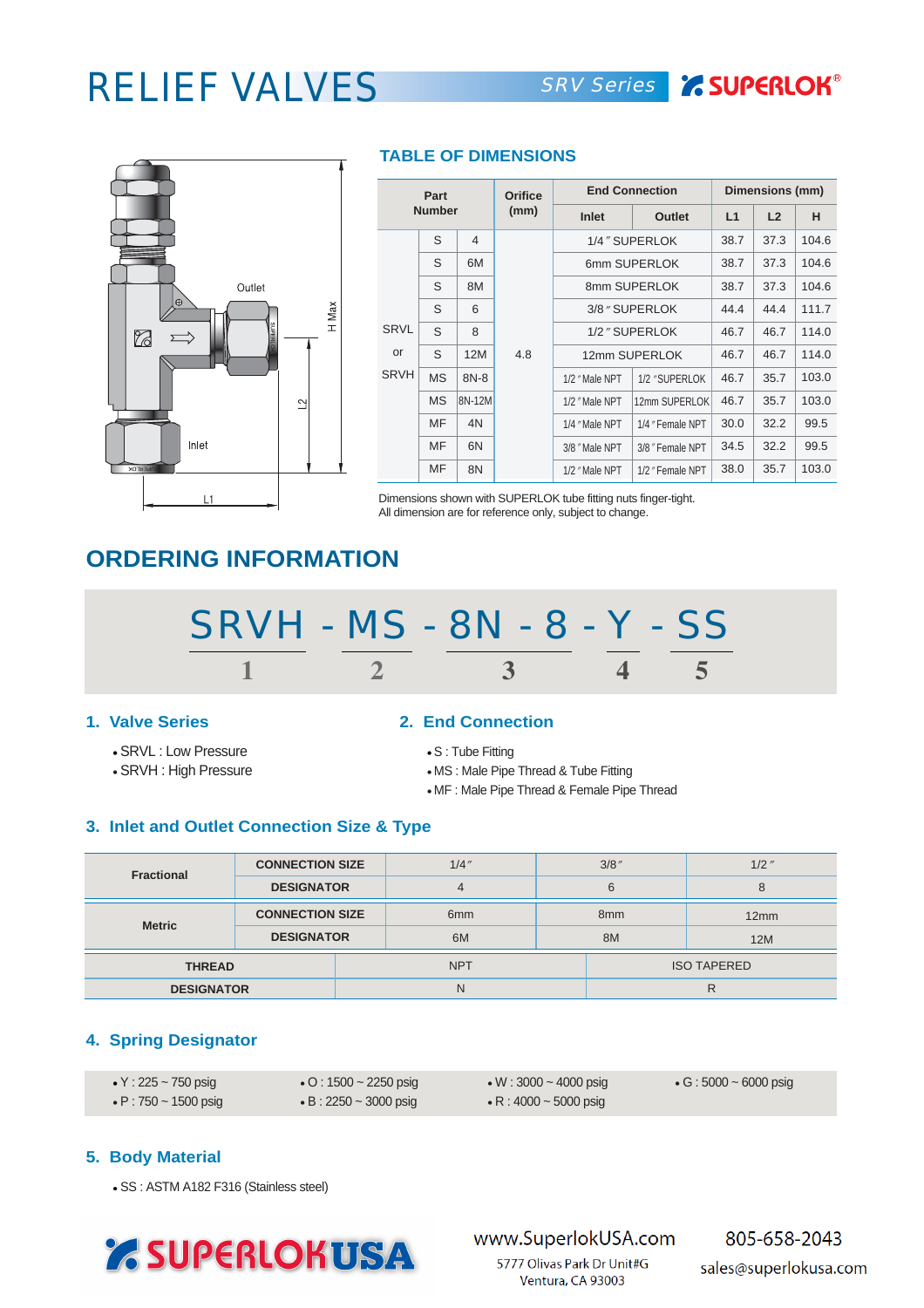# RELIEF VALVES

*SRV Series*

Outlet

Inlet

H Max

L2

L1

## TABLE OF DIMENSIONS

| Part Number | | | Orifice (mm) | End Connection | | Dimensions (mm) | | |
|---|---|---|---|---|---|---|---|---|
| | | | | Inlet | Outlet | L1 | L2 | H |
| SRVL or SRVH | S | 4 | 4.8 | 1/4″ SUPERLOK | | 38.7 | 37.3 | 104.6 |
| | S | 6M | | 6mm SUPERLOK | | 38.7 | 37.3 | 104.6 |
| | S | 8M | | 8mm SUPERLOK | | 38.7 | 37.3 | 104.6 |
| | S | 6 | | 3/8″ SUPERLOK | | 44.4 | 44.4 | 111.7 |
| | S | 8 | | 1/2″ SUPERLOK | | 46.7 | 46.7 | 114.0 |
| | S | 12M | | 12mm SUPERLOK | | 46.7 | 46.7 | 114.0 |
| | MS | 8N-8 | | 1/2″ Male NPT | 1/2″ SUPERLOK | 46.7 | 35.7 | 103.0 |
| | MS | 8N-12M | | 1/2″ Male NPT | 12mm SUPERLOK | 46.7 | 35.7 | 103.0 |
| | MF | 4N | | 1/4″ Male NPT | 1/4″ Female NPT | 30.0 | 32.2 | 99.5 |
| | MF | 6N | | 3/8″ Male NPT | 3/8″ Female NPT | 34.5 | 32.2 | 99.5 |
| | MF | 8N | | 1/2″ Male NPT | 1/2″ Female NPT | 38.0 | 35.7 | 103.0 |

Dimensions shown with SUPERLOK tube fitting nuts finger-tight.
All dimension are for reference only, subject to change.

## ORDERING INFORMATION

**SRVH - MS - 8N - 8 - Y - SS**

1 2 3 4 5

### 1. Valve Series

- SRVL : Low Pressure
- SRVH : High Pressure

### 2. End Connection

- S : Tube Fitting
- MS : Male Pipe Thread & Tube Fitting
- MF : Male Pipe Thread & Female Pipe Thread

### 3. Inlet and Outlet Connection Size & Type

| | | | | |
|---|---|---|---|---|
| Fractional | CONNECTION SIZE | 1/4″ | 3/8″ | 1/2″ |
| | DESIGNATOR | 4 | 6 | 8 |
| Metric | CONNECTION SIZE | 6mm | 8mm | 12mm |
| | DESIGNATOR | 6M | 8M | 12M |

| | | |
|---|---|---|
| THREAD | NPT | ISO TAPERED |
| DESIGNATOR | N | R |

### 4. Spring Designator

- Y : 225 ~ 750 psig
- P : 750 ~ 1500 psig
- O : 1500 ~ 2250 psig
- B : 2250 ~ 3000 psig
- W : 3000 ~ 4000 psig
- R : 4000 ~ 5000 psig
- G : 5000 ~ 6000 psig

### 5. Body Material

- SS : ASTM A182 F316 (Stainless steel)

SUPERLOKUSA

www.SuperlokUSA.com
5777 Olivas Park Dr Unit#G
Ventura, CA 93003

805-658-2043
sales@superlokusa.com